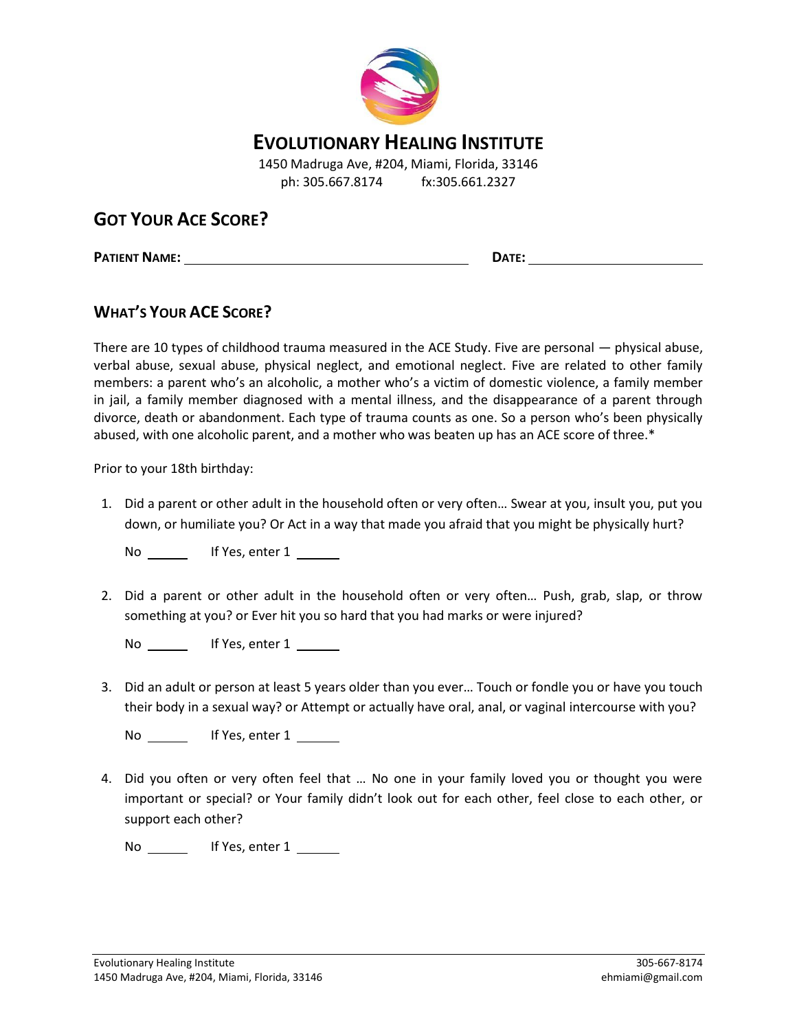# Evolutionary Healing Institute

1450 Madruga Ave, #204, Miami, Florida, 33146
ph: 305.667.8174 fx:305.661.2327

## Got Your ACE Score?

**Patient Name:** ______________________ **Date:** ______________

## What's Your ACE Score?

There are 10 types of childhood trauma measured in the ACE Study. Five are personal — physical abuse, verbal abuse, sexual abuse, physical neglect, and emotional neglect. Five are related to other family members: a parent who's an alcoholic, a mother who's a victim of domestic violence, a family member in jail, a family member diagnosed with a mental illness, and the disappearance of a parent through divorce, death or abandonment. Each type of trauma counts as one. So a person who's been physically abused, with one alcoholic parent, and a mother who was beaten up has an ACE score of three.*

Prior to your 18th birthday:

1. Did a parent or other adult in the household often or very often… Swear at you, insult you, put you down, or humiliate you? Or Act in a way that made you afraid that you might be physically hurt?

   No ______ If Yes, enter 1 ______

2. Did a parent or other adult in the household often or very often… Push, grab, slap, or throw something at you? or Ever hit you so hard that you had marks or were injured?

   No ______ If Yes, enter 1 ______

3. Did an adult or person at least 5 years older than you ever… Touch or fondle you or have you touch their body in a sexual way? or Attempt or actually have oral, anal, or vaginal intercourse with you?

   No ______ If Yes, enter 1 ______

4. Did you often or very often feel that … No one in your family loved you or thought you were important or special? or Your family didn't look out for each other, feel close to each other, or support each other?

   No ______ If Yes, enter 1 ______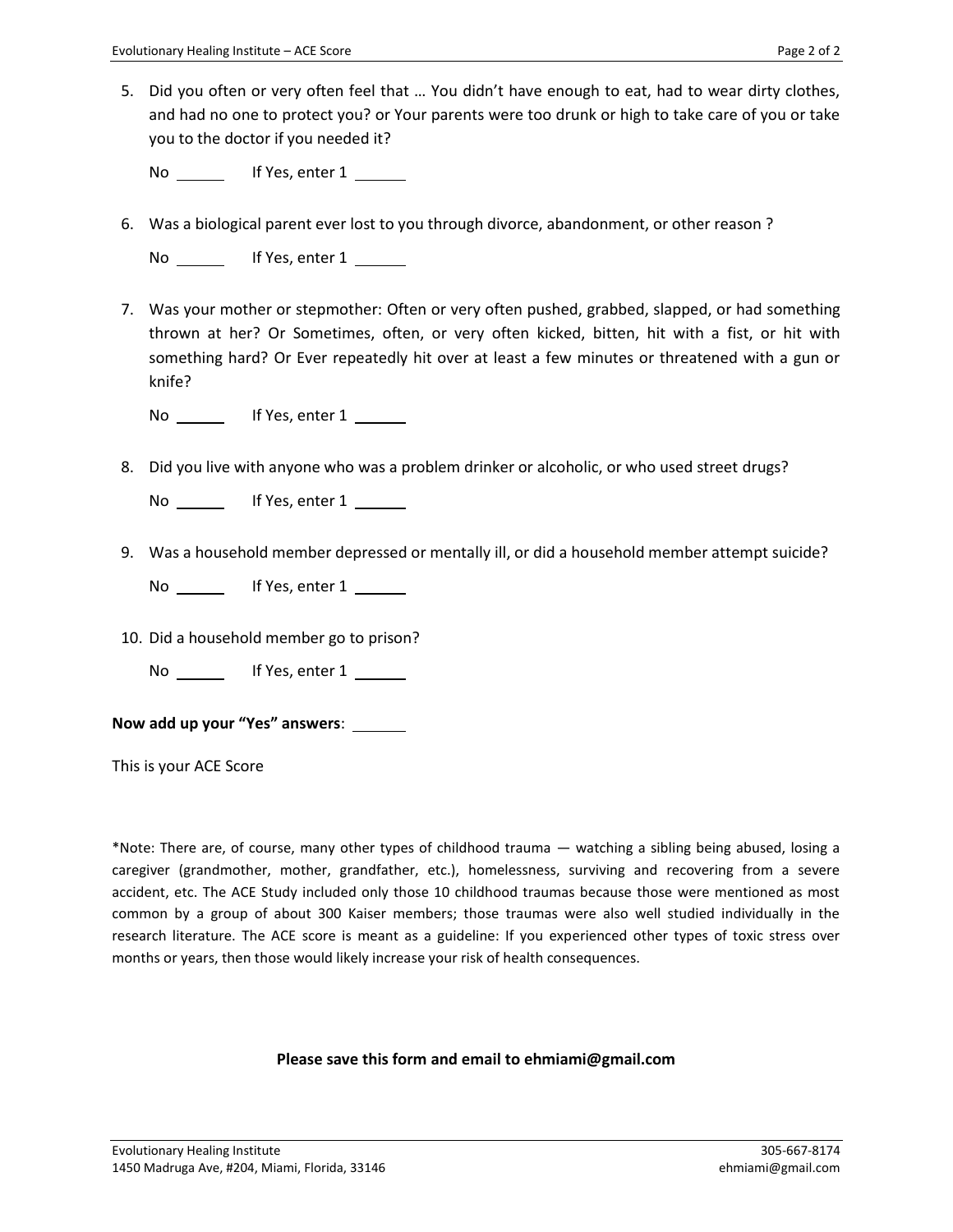5. Did you often or very often feel that … You didn't have enough to eat, had to wear dirty clothes, and had no one to protect you? or Your parents were too drunk or high to take care of you or take you to the doctor if you needed it?

   No ______ If Yes, enter 1 ______

6. Was a biological parent ever lost to you through divorce, abandonment, or other reason ?

   No ______ If Yes, enter 1 ______

7. Was your mother or stepmother: Often or very often pushed, grabbed, slapped, or had something thrown at her? Or Sometimes, often, or very often kicked, bitten, hit with a fist, or hit with something hard? Or Ever repeatedly hit over at least a few minutes or threatened with a gun or knife?

   No ______ If Yes, enter 1 ______

8. Did you live with anyone who was a problem drinker or alcoholic, or who used street drugs?

   No ______ If Yes, enter 1 ______

9. Was a household member depressed or mentally ill, or did a household member attempt suicide?

   No ______ If Yes, enter 1 ______

10. Did a household member go to prison?

    No ______ If Yes, enter 1 ______

**Now add up your "Yes" answers**: ______

This is your ACE Score

*Note: There are, of course, many other types of childhood trauma — watching a sibling being abused, losing a caregiver (grandmother, mother, grandfather, etc.), homelessness, surviving and recovering from a severe accident, etc. The ACE Study included only those 10 childhood traumas because those were mentioned as most common by a group of about 300 Kaiser members; those traumas were also well studied individually in the research literature. The ACE score is meant as a guideline: If you experienced other types of toxic stress over months or years, then those would likely increase your risk of health consequences.

**Please save this form and email to ehmiami@gmail.com**

Evolutionary Healing Institute
1450 Madruga Ave, #204, Miami, Florida, 33146
305-667-8174
ehmiami@gmail.com